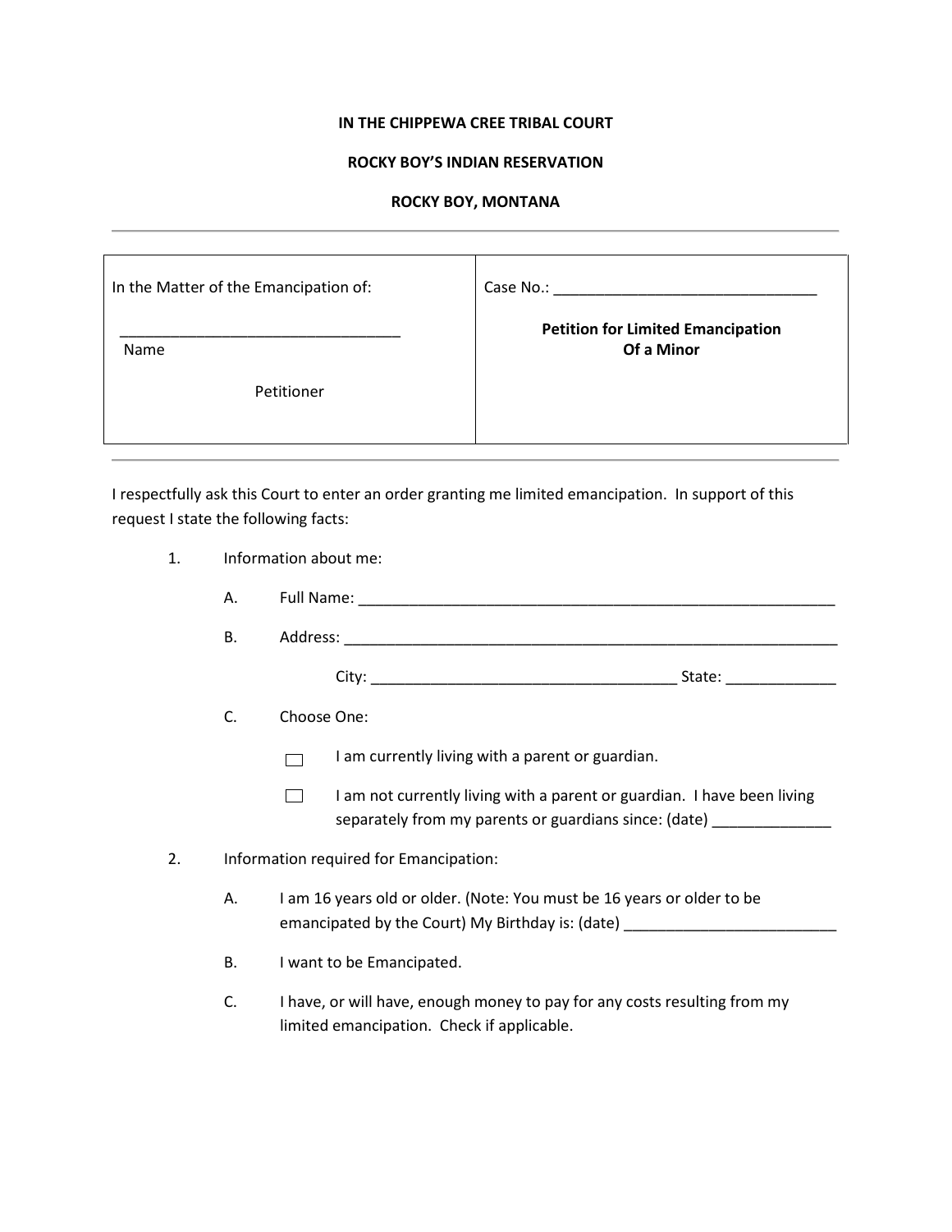**IN THE CHIPPEWA CREE TRIBAL COURT**

**ROCKY BOY'S INDIAN RESERVATION**

**ROCKY BOY, MONTANA**

---

| In the Matter of the Emancipation of:<br><br>_________________________________<br>Name<br><br>Petitioner | Case No.: _______________________________<br><br>**Petition for Limited Emancipation Of a Minor** |
|---|---|

---

I respectfully ask this Court to enter an order granting me limited emancipation. In support of this request I state the following facts:

1. Information about me:

   A. Full Name: _________________________________________________________

   B. Address: ___________________________________________________________

   City: ____________________________________ State: _____________

   C. Choose One:

   ☐ I am currently living with a parent or guardian.

   ☐ I am not currently living with a parent or guardian. I have been living separately from my parents or guardians since: (date) ______________

2. Information required for Emancipation:

   A. I am 16 years old or older. (Note: You must be 16 years or older to be emancipated by the Court) My Birthday is: (date) _________________________

   B. I want to be Emancipated.

   C. I have, or will have, enough money to pay for any costs resulting from my limited emancipation. Check if applicable.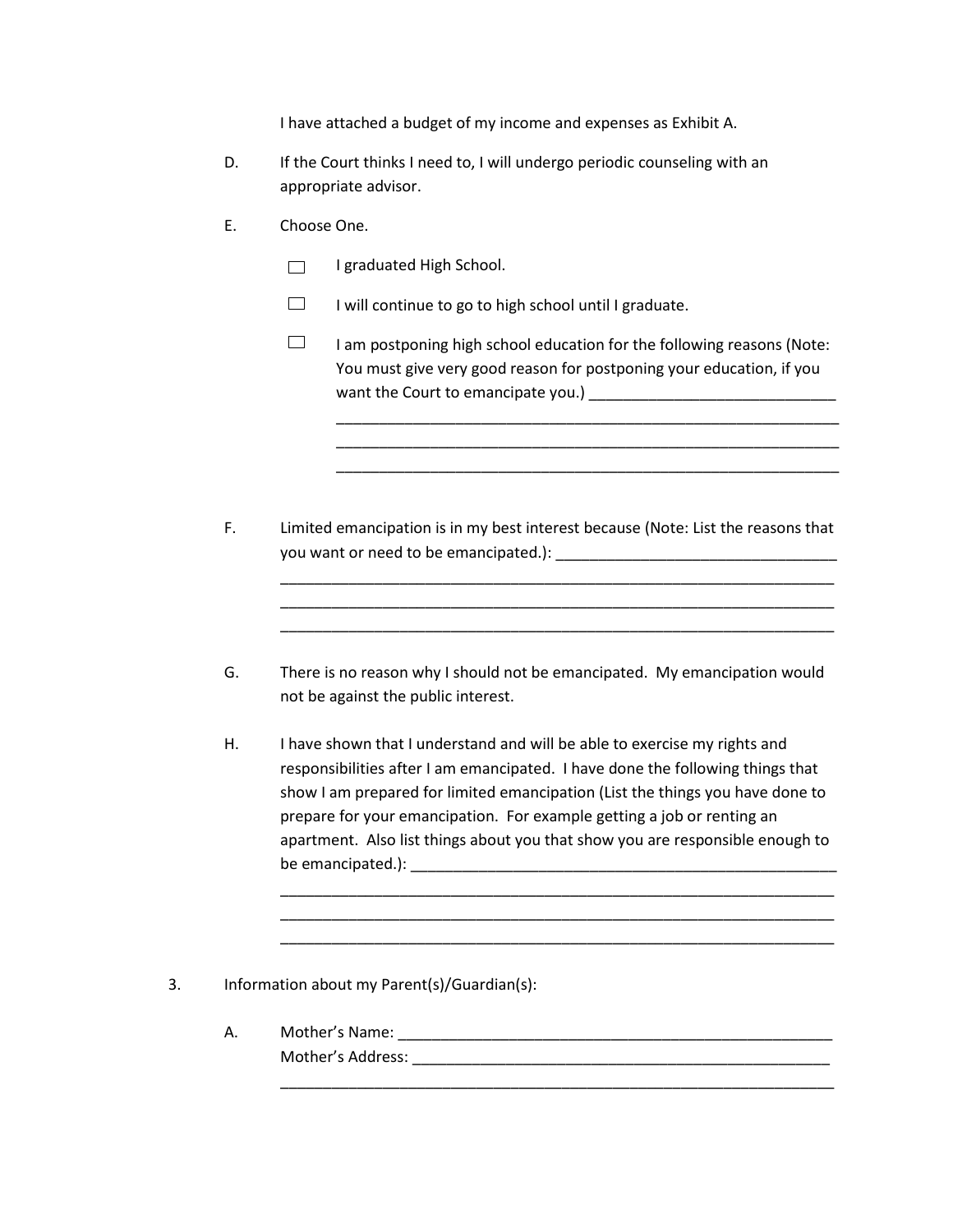I have attached a budget of my income and expenses as Exhibit A.

D. If the Court thinks I need to, I will undergo periodic counseling with an appropriate advisor.

E. Choose One.

- ☐ I graduated High School.
- ☐ I will continue to go to high school until I graduate.
- ☐ I am postponing high school education for the following reasons (Note: You must give very good reason for postponing your education, if you want the Court to emancipate you.) _____________________________
_____________________________________________________________
_____________________________________________________________
_____________________________________________________________

F. Limited emancipation is in my best interest because (Note: List the reasons that you want or need to be emancipated.): _________________________________
____________________________________________________________________
____________________________________________________________________
____________________________________________________________________

G. There is no reason why I should not be emancipated. My emancipation would not be against the public interest.

H. I have shown that I understand and will be able to exercise my rights and responsibilities after I am emancipated. I have done the following things that show I am prepared for limited emancipation (List the things you have done to prepare for your emancipation. For example getting a job or renting an apartment. Also list things about you that show you are responsible enough to be emancipated.): _____________________________________________________
____________________________________________________________________
____________________________________________________________________
____________________________________________________________________

3. Information about my Parent(s)/Guardian(s):

A. Mother's Name: ______________________________________________________
Mother's Address: ____________________________________________________
____________________________________________________________________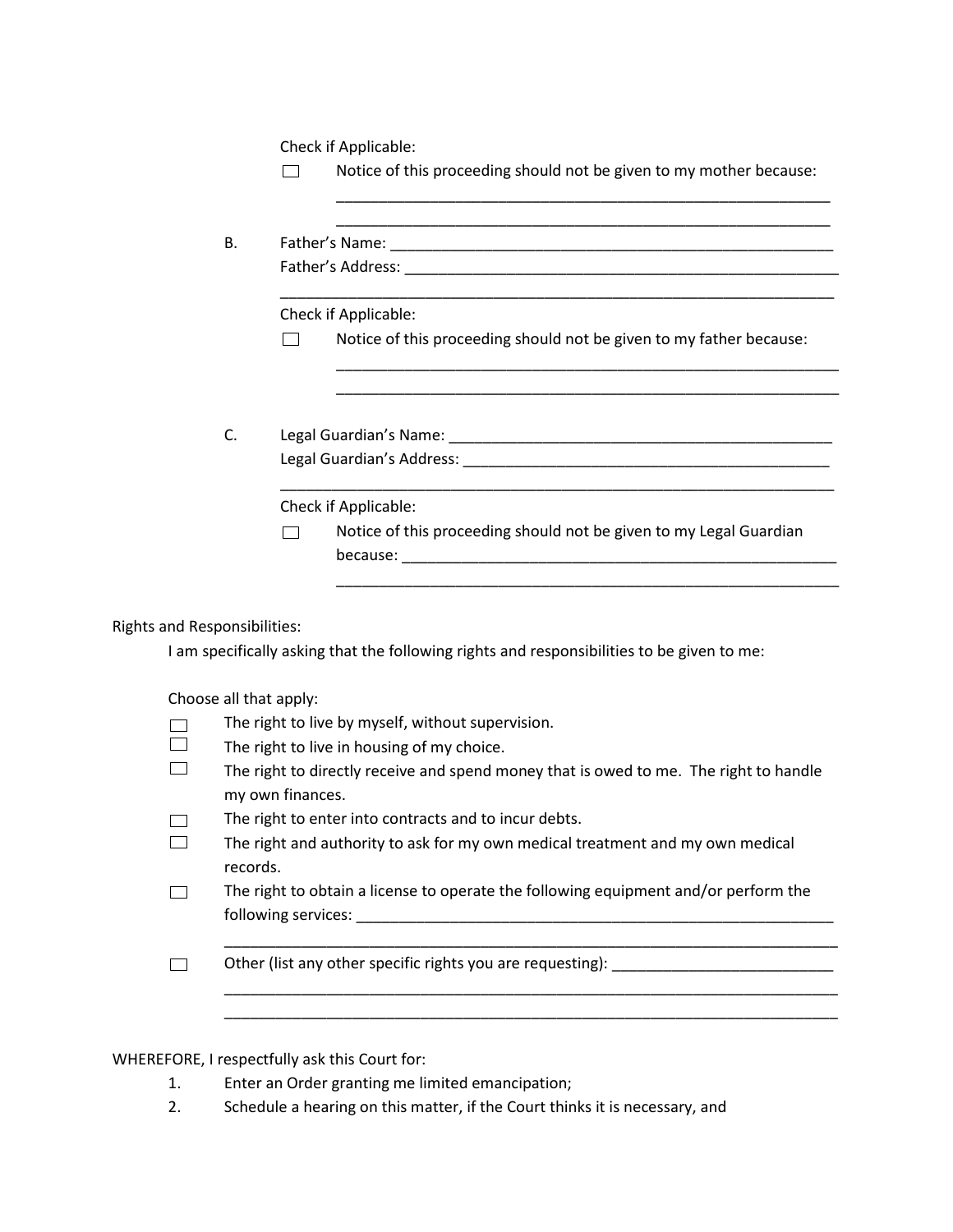Check if Applicable:

☐ Notice of this proceeding should not be given to my mother because:

_____________________________________________________________

_____________________________________________________________

B. Father's Name: _______________________________________________________

Father's Address: _______________________________________________________

_____________________________________________________________________

Check if Applicable:

☐ Notice of this proceeding should not be given to my father because:

_____________________________________________________________

_____________________________________________________________

C. Legal Guardian's Name: _______________________________________________

Legal Guardian's Address: ______________________________________________

_____________________________________________________________________

Check if Applicable:

☐ Notice of this proceeding should not be given to my Legal Guardian because: ____________________________________________________

_____________________________________________________________

Rights and Responsibilities:

I am specifically asking that the following rights and responsibilities to be given to me:

Choose all that apply:

☐ The right to live by myself, without supervision.

☐ The right to live in housing of my choice.

☐ The right to directly receive and spend money that is owed to me. The right to handle my own finances.

☐ The right to enter into contracts and to incur debts.

☐ The right and authority to ask for my own medical treatment and my own medical records.

☐ The right to obtain a license to operate the following equipment and/or perform the following services: ________________________________________________________

_____________________________________________________________________

☐ Other (list any other specific rights you are requesting): __________________________

_____________________________________________________________________

_____________________________________________________________________

WHEREFORE, I respectfully ask this Court for:

1. Enter an Order granting me limited emancipation;
2. Schedule a hearing on this matter, if the Court thinks it is necessary, and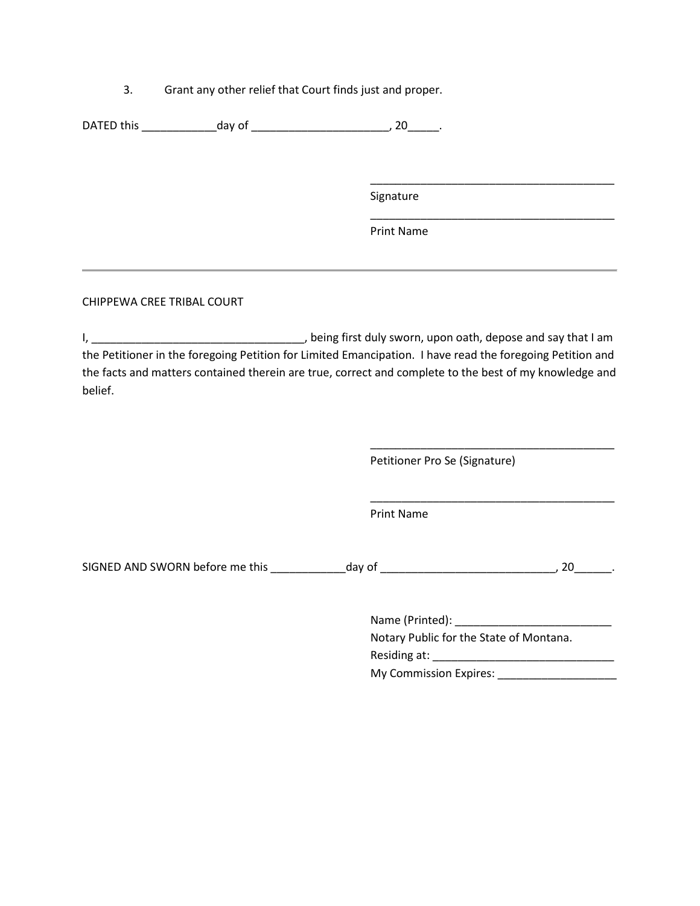3. Grant any other relief that Court finds just and proper.

DATED this ____________day of ______________________, 20_____.

________________________________________
Signature

________________________________________
Print Name

---

CHIPPEWA CREE TRIBAL COURT

I, __________________________________, being first duly sworn, upon oath, depose and say that I am the Petitioner in the foregoing Petition for Limited Emancipation. I have read the foregoing Petition and the facts and matters contained therein are true, correct and complete to the best of my knowledge and belief.

________________________________________
Petitioner Pro Se (Signature)

________________________________________
Print Name

SIGNED AND SWORN before me this ____________day of ____________________________, 20______.

Name (Printed): _________________________
Notary Public for the State of Montana.
Residing at: _____________________________
My Commission Expires: ___________________